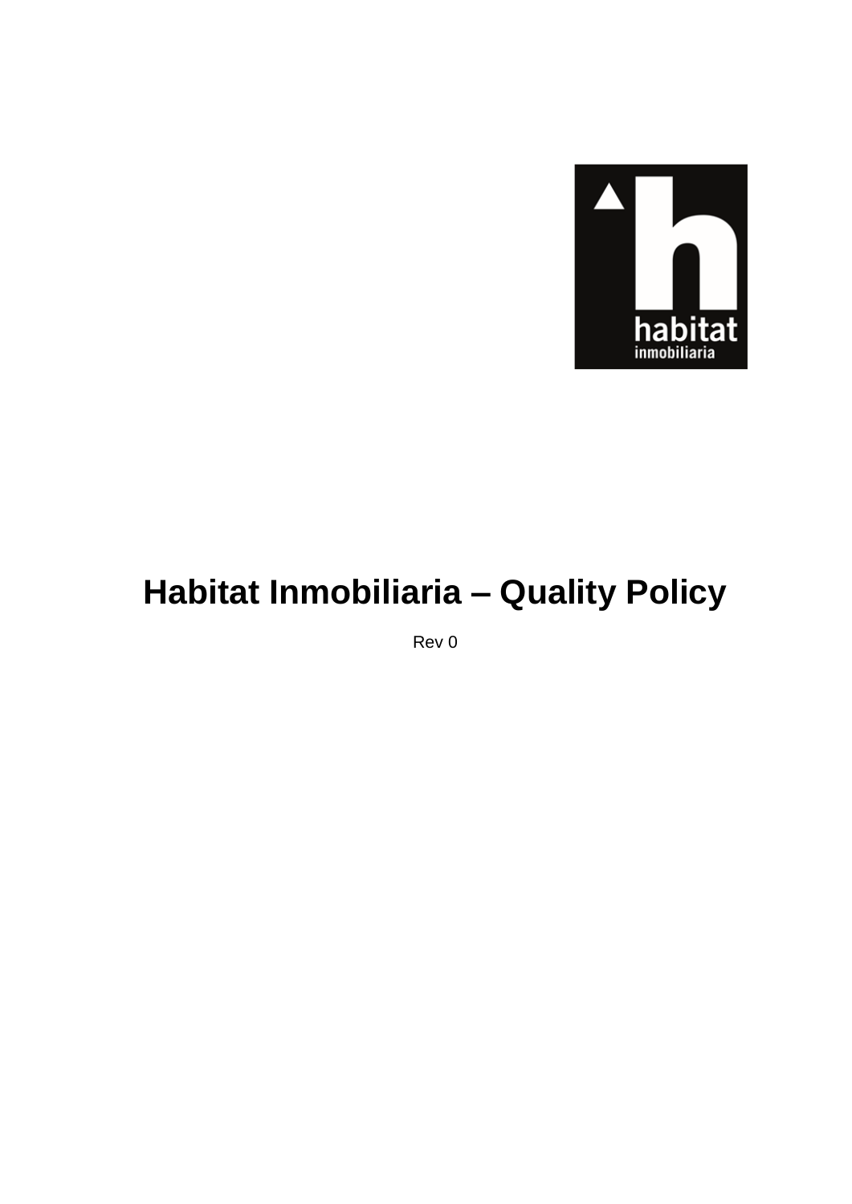# Habitat Inmobiliaria – Quality Policy

Rev 0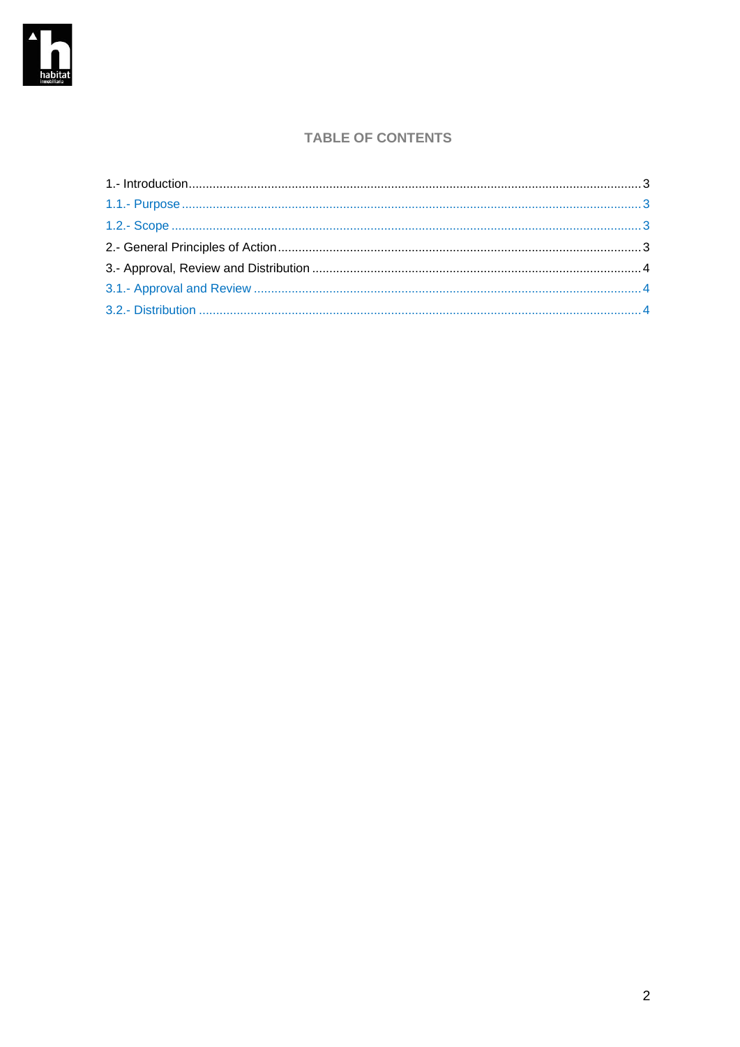## TABLE OF CONTENTS

1.- Introduction ........................................................ 3

1.1.- Purpose ........................................................ 3

1.2.- Scope ........................................................ 3

2.- General Principles of Action ........................................................ 3

3.- Approval, Review and Distribution ........................................................ 4

3.1.- Approval and Review ........................................................ 4

3.2.- Distribution ........................................................ 4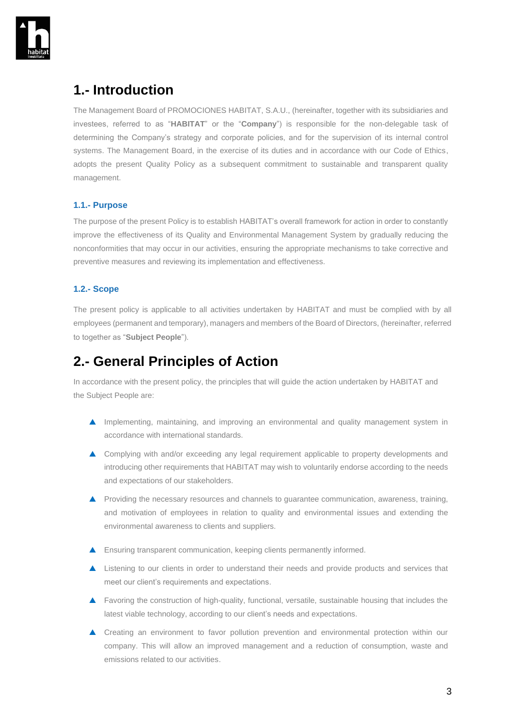# 1.- Introduction

The Management Board of PROMOCIONES HABITAT, S.A.U., (hereinafter, together with its subsidiaries and investees, referred to as "**HABITAT**" or the "**Company**") is responsible for the non-delegable task of determining the Company's strategy and corporate policies, and for the supervision of its internal control systems. The Management Board, in the exercise of its duties and in accordance with our Code of Ethics, adopts the present Quality Policy as a subsequent commitment to sustainable and transparent quality management.

## 1.1.- Purpose

The purpose of the present Policy is to establish HABITAT's overall framework for action in order to constantly improve the effectiveness of its Quality and Environmental Management System by gradually reducing the nonconformities that may occur in our activities, ensuring the appropriate mechanisms to take corrective and preventive measures and reviewing its implementation and effectiveness.

## 1.2.- Scope

The present policy is applicable to all activities undertaken by HABITAT and must be complied with by all employees (permanent and temporary), managers and members of the Board of Directors, (hereinafter, referred to together as "**Subject People**").

# 2.- General Principles of Action

In accordance with the present policy, the principles that will guide the action undertaken by HABITAT and the Subject People are:

- Implementing, maintaining, and improving an environmental and quality management system in accordance with international standards.
- Complying with and/or exceeding any legal requirement applicable to property developments and introducing other requirements that HABITAT may wish to voluntarily endorse according to the needs and expectations of our stakeholders.
- Providing the necessary resources and channels to guarantee communication, awareness, training, and motivation of employees in relation to quality and environmental issues and extending the environmental awareness to clients and suppliers.
- Ensuring transparent communication, keeping clients permanently informed.
- Listening to our clients in order to understand their needs and provide products and services that meet our client's requirements and expectations.
- Favoring the construction of high-quality, functional, versatile, sustainable housing that includes the latest viable technology, according to our client's needs and expectations.
- Creating an environment to favor pollution prevention and environmental protection within our company. This will allow an improved management and a reduction of consumption, waste and emissions related to our activities.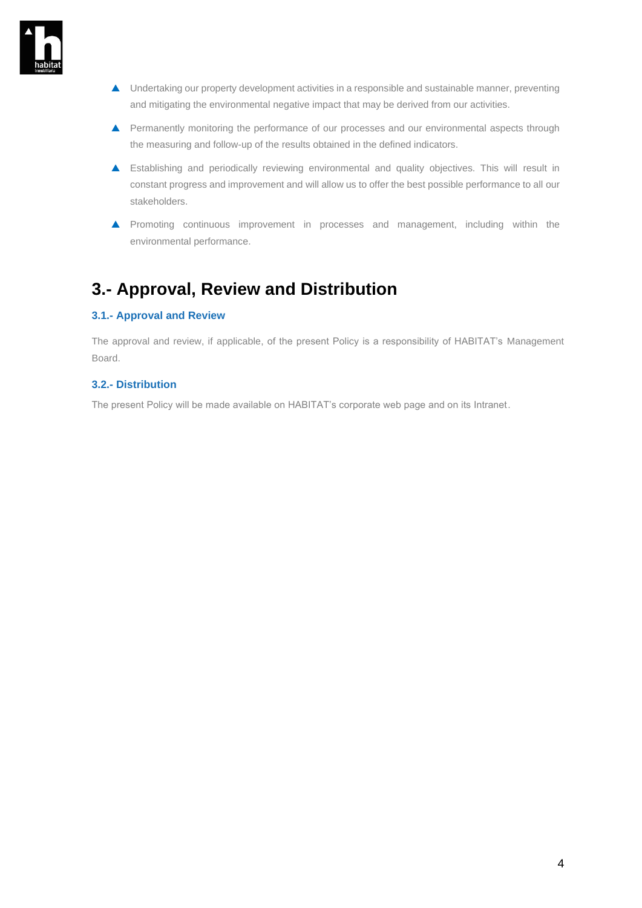- Undertaking our property development activities in a responsible and sustainable manner, preventing and mitigating the environmental negative impact that may be derived from our activities.
- Permanently monitoring the performance of our processes and our environmental aspects through the measuring and follow-up of the results obtained in the defined indicators.
- Establishing and periodically reviewing environmental and quality objectives. This will result in constant progress and improvement and will allow us to offer the best possible performance to all our stakeholders.
- Promoting continuous improvement in processes and management, including within the environmental performance.

# 3.- Approval, Review and Distribution

## 3.1.- Approval and Review

The approval and review, if applicable, of the present Policy is a responsibility of HABITAT's Management Board.

## 3.2.- Distribution

The present Policy will be made available on HABITAT's corporate web page and on its Intranet.